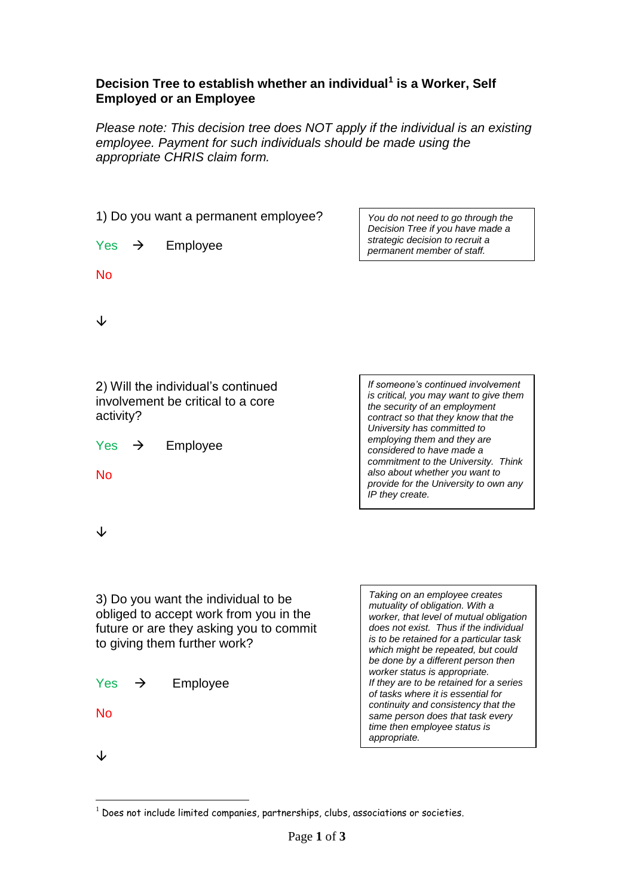**Decision Tree to establish whether an individual[1] is a Worker, Self Employed or an Employee**

*Please note: This decision tree does NOT apply if the individual is an existing employee. Payment for such individuals should be made using the appropriate CHRIS claim form.*

1) Do you want a permanent employee?

Yes → Employee

No

↓

> *You do not need to go through the Decision Tree if you have made a strategic decision to recruit a permanent member of staff.*

2) Will the individual's continued involvement be critical to a core activity?

Yes → Employee

No

↓

> *If someone's continued involvement is critical, you may want to give them the security of an employment contract so that they know that the University has committed to employing them and they are considered to have made a commitment to the University. Think also about whether you want to provide for the University to own any IP they create.*

3) Do you want the individual to be obliged to accept work from you in the future or are they asking you to commit to giving them further work?

Yes → Employee

No

↓

> *Taking on an employee creates mutuality of obligation. With a worker, that level of mutual obligation does not exist. Thus if the individual is to be retained for a particular task which might be repeated, but could be done by a different person then worker status is appropriate.*
> *If they are to be retained for a series of tasks where it is essential for continuity and consistency that the same person does that task every time then employee status is appropriate.*

---

[1] Does not include limited companies, partnerships, clubs, associations or societies.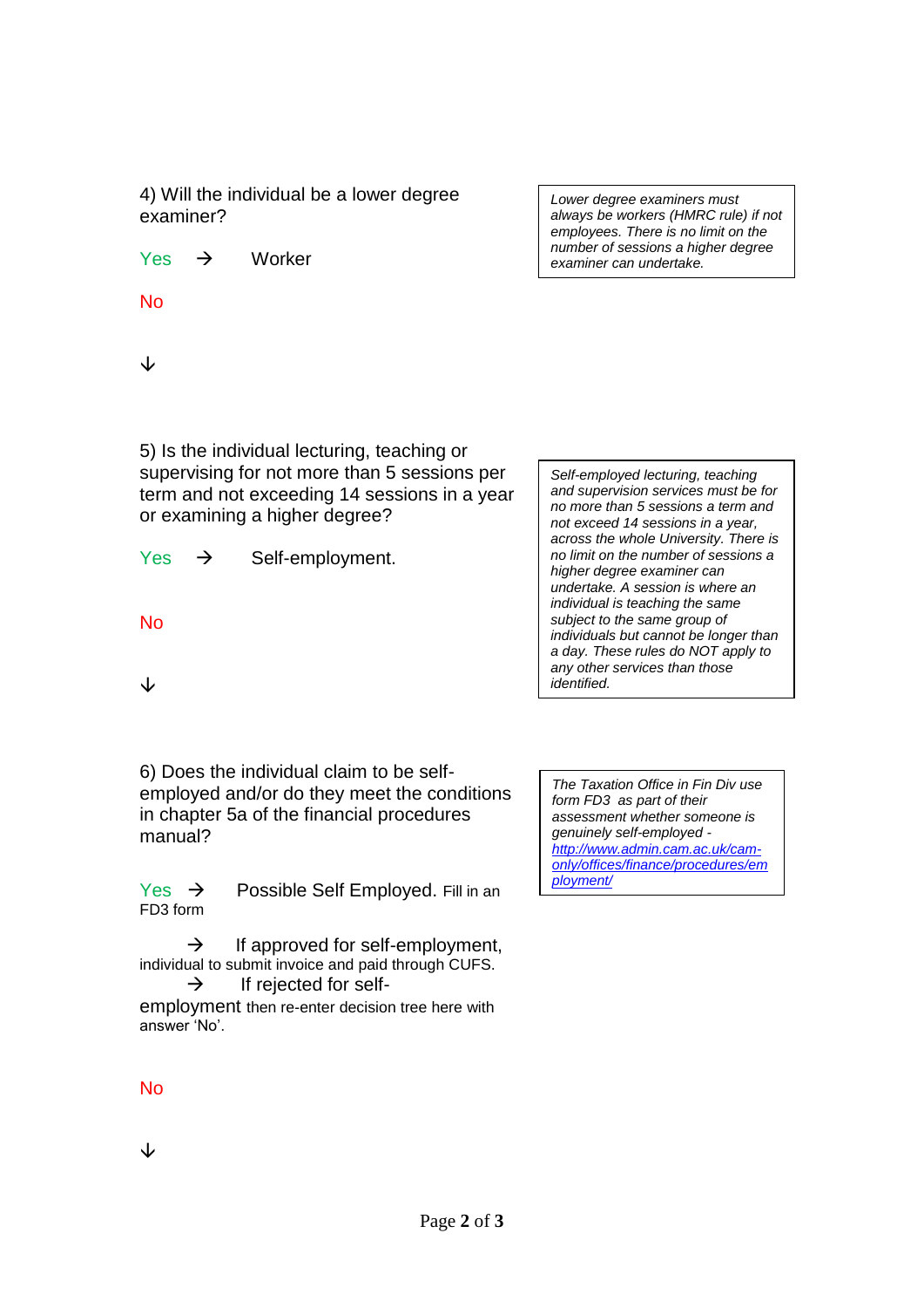4) Will the individual be a lower degree examiner?

Yes → Worker

No

↓

> *Lower degree examiners must always be workers (HMRC rule) if not employees. There is no limit on the number of sessions a higher degree examiner can undertake.*

5) Is the individual lecturing, teaching or supervising for not more than 5 sessions per term and not exceeding 14 sessions in a year or examining a higher degree?

Yes → Self-employment.

No

↓

> *Self-employed lecturing, teaching and supervision services must be for no more than 5 sessions a term and not exceed 14 sessions in a year, across the whole University. There is no limit on the number of sessions a higher degree examiner can undertake. A session is where an individual is teaching the same subject to the same group of individuals but cannot be longer than a day. These rules do NOT apply to any other services than those identified.*

6) Does the individual claim to be self-employed and/or do they meet the conditions in chapter 5a of the financial procedures manual?

Yes → Possible Self Employed. Fill in an FD3 form

→ If approved for self-employment, individual to submit invoice and paid through CUFS.

→ If rejected for self-employment then re-enter decision tree here with answer 'No'.

No

↓

> *The Taxation Office in Fin Div use form FD3 as part of their assessment whether someone is genuinely self-employed - [http://www.admin.cam.ac.uk/cam-only/offices/finance/procedures/employment/](http://www.admin.cam.ac.uk/cam-only/offices/finance/procedures/employment/)*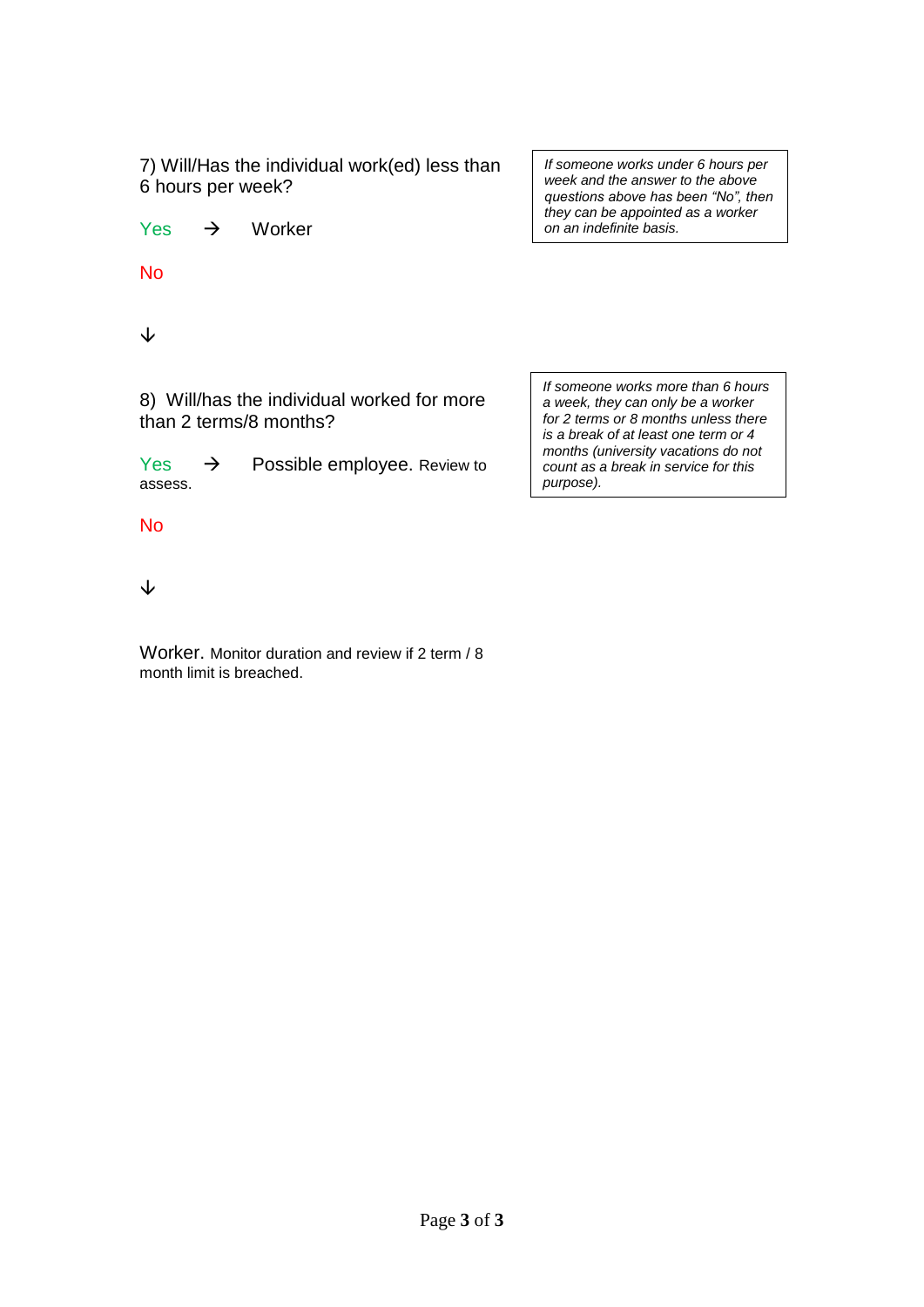7) Will/Has the individual work(ed) less than 6 hours per week?

Yes → Worker

No

↓

*If someone works under 6 hours per week and the answer to the above questions above has been "No", then they can be appointed as a worker on an indefinite basis.*

8) Will/has the individual worked for more than 2 terms/8 months?

Yes → Possible employee. Review to assess.

No

↓

*If someone works more than 6 hours a week, they can only be a worker for 2 terms or 8 months unless there is a break of at least one term or 4 months (university vacations do not count as a break in service for this purpose).*

Worker. Monitor duration and review if 2 term / 8 month limit is breached.